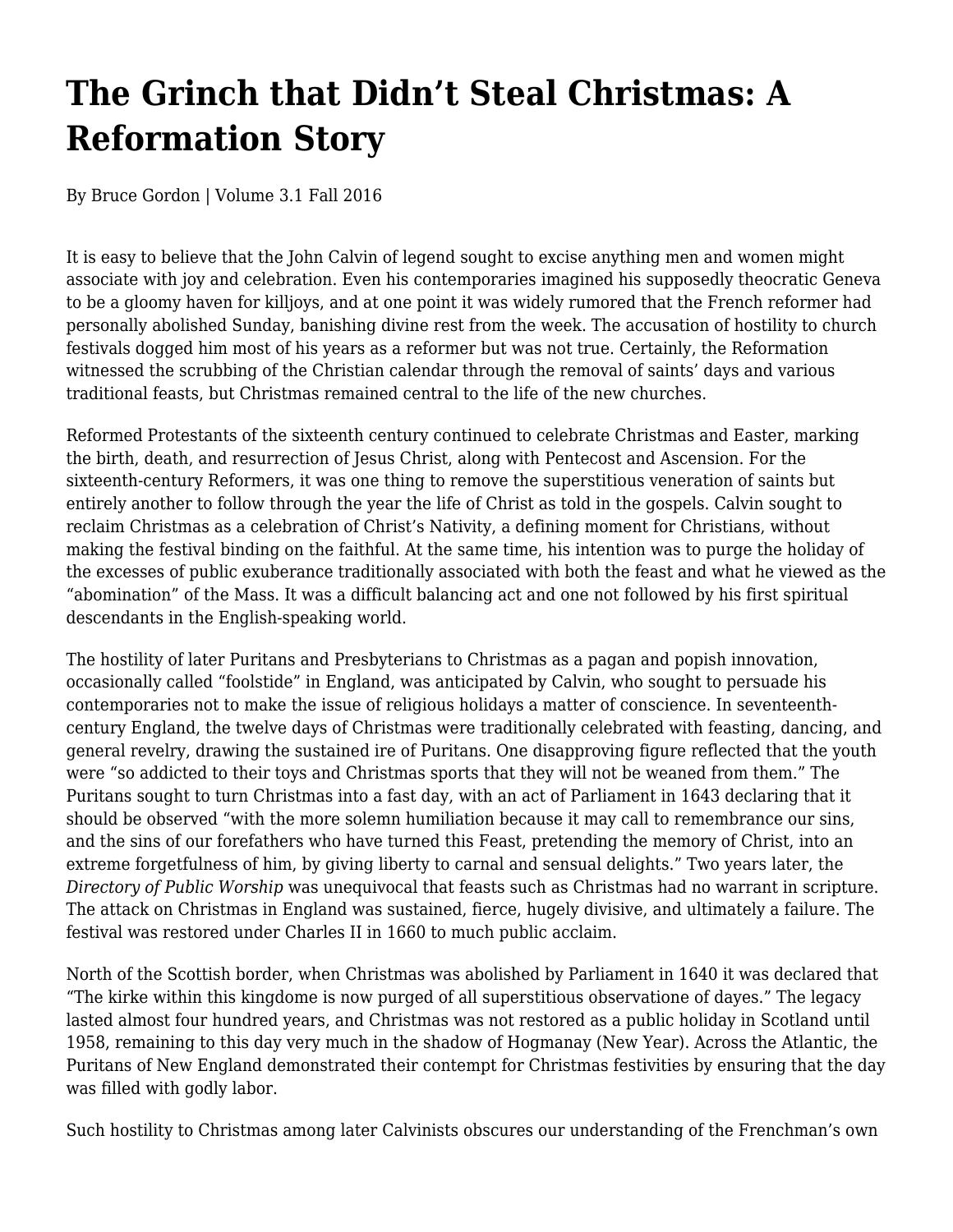# The Grinch that Didn't Steal Christmas: A Reformation Story

By Bruce Gordon | Volume 3.1 Fall 2016

It is easy to believe that the John Calvin of legend sought to excise anything men and women might associate with joy and celebration. Even his contemporaries imagined his supposedly theocratic Geneva to be a gloomy haven for killjoys, and at one point it was widely rumored that the French reformer had personally abolished Sunday, banishing divine rest from the week. The accusation of hostility to church festivals dogged him most of his years as a reformer but was not true. Certainly, the Reformation witnessed the scrubbing of the Christian calendar through the removal of saints' days and various traditional feasts, but Christmas remained central to the life of the new churches.

Reformed Protestants of the sixteenth century continued to celebrate Christmas and Easter, marking the birth, death, and resurrection of Jesus Christ, along with Pentecost and Ascension. For the sixteenth-century Reformers, it was one thing to remove the superstitious veneration of saints but entirely another to follow through the year the life of Christ as told in the gospels. Calvin sought to reclaim Christmas as a celebration of Christ's Nativity, a defining moment for Christians, without making the festival binding on the faithful. At the same time, his intention was to purge the holiday of the excesses of public exuberance traditionally associated with both the feast and what he viewed as the "abomination" of the Mass. It was a difficult balancing act and one not followed by his first spiritual descendants in the English-speaking world.

The hostility of later Puritans and Presbyterians to Christmas as a pagan and popish innovation, occasionally called "foolstide" in England, was anticipated by Calvin, who sought to persuade his contemporaries not to make the issue of religious holidays a matter of conscience. In seventeenth-century England, the twelve days of Christmas were traditionally celebrated with feasting, dancing, and general revelry, drawing the sustained ire of Puritans. One disapproving figure reflected that the youth were "so addicted to their toys and Christmas sports that they will not be weaned from them." The Puritans sought to turn Christmas into a fast day, with an act of Parliament in 1643 declaring that it should be observed "with the more solemn humiliation because it may call to remembrance our sins, and the sins of our forefathers who have turned this Feast, pretending the memory of Christ, into an extreme forgetfulness of him, by giving liberty to carnal and sensual delights." Two years later, the *Directory of Public Worship* was unequivocal that feasts such as Christmas had no warrant in scripture. The attack on Christmas in England was sustained, fierce, hugely divisive, and ultimately a failure. The festival was restored under Charles II in 1660 to much public acclaim.

North of the Scottish border, when Christmas was abolished by Parliament in 1640 it was declared that "The kirke within this kingdome is now purged of all superstitious observatione of dayes." The legacy lasted almost four hundred years, and Christmas was not restored as a public holiday in Scotland until 1958, remaining to this day very much in the shadow of Hogmanay (New Year). Across the Atlantic, the Puritans of New England demonstrated their contempt for Christmas festivities by ensuring that the day was filled with godly labor.

Such hostility to Christmas among later Calvinists obscures our understanding of the Frenchman's own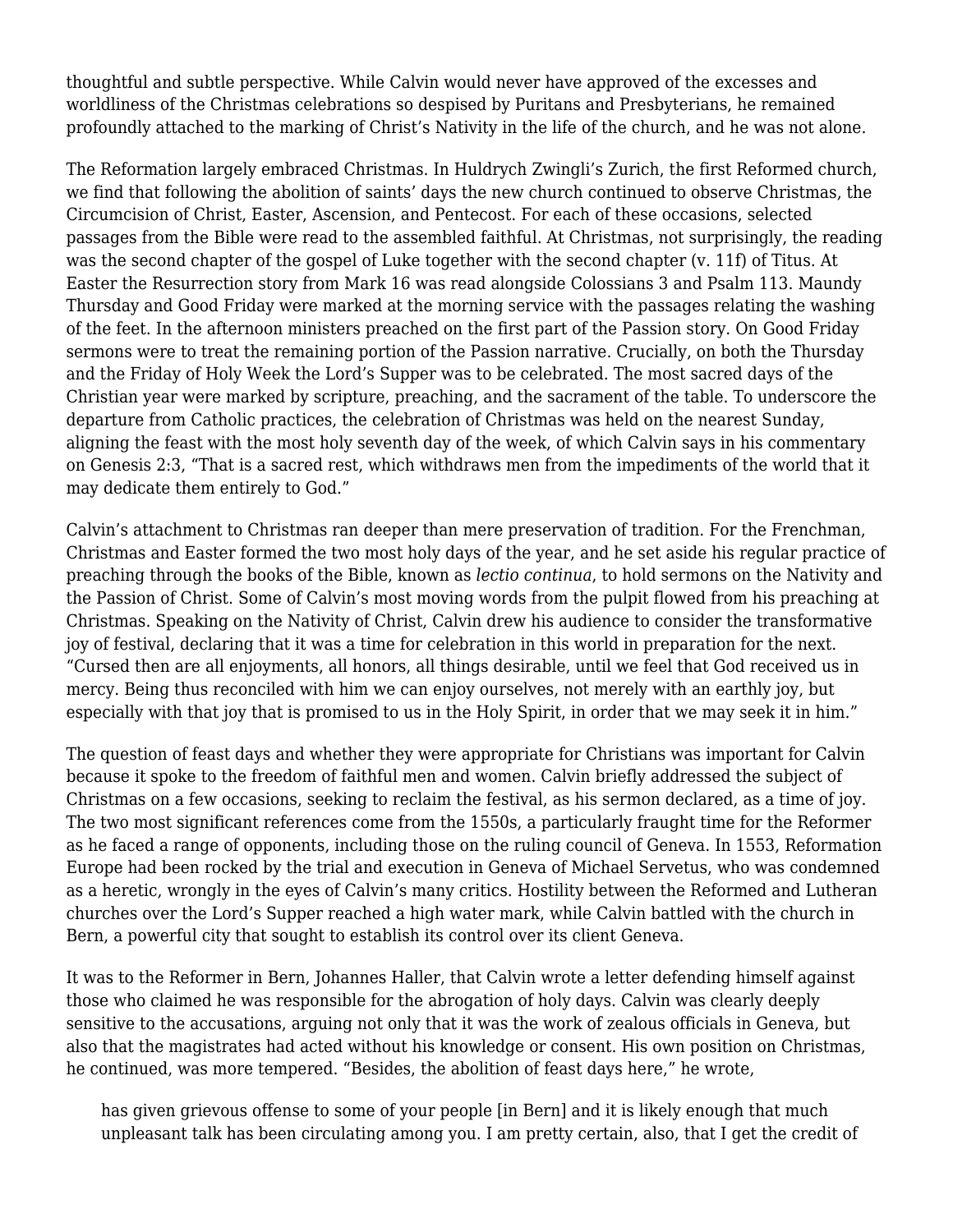thoughtful and subtle perspective. While Calvin would never have approved of the excesses and worldliness of the Christmas celebrations so despised by Puritans and Presbyterians, he remained profoundly attached to the marking of Christ's Nativity in the life of the church, and he was not alone.

The Reformation largely embraced Christmas. In Huldrych Zwingli's Zurich, the first Reformed church, we find that following the abolition of saints' days the new church continued to observe Christmas, the Circumcision of Christ, Easter, Ascension, and Pentecost. For each of these occasions, selected passages from the Bible were read to the assembled faithful. At Christmas, not surprisingly, the reading was the second chapter of the gospel of Luke together with the second chapter (v. 11f) of Titus. At Easter the Resurrection story from Mark 16 was read alongside Colossians 3 and Psalm 113. Maundy Thursday and Good Friday were marked at the morning service with the passages relating the washing of the feet. In the afternoon ministers preached on the first part of the Passion story. On Good Friday sermons were to treat the remaining portion of the Passion narrative. Crucially, on both the Thursday and the Friday of Holy Week the Lord's Supper was to be celebrated. The most sacred days of the Christian year were marked by scripture, preaching, and the sacrament of the table. To underscore the departure from Catholic practices, the celebration of Christmas was held on the nearest Sunday, aligning the feast with the most holy seventh day of the week, of which Calvin says in his commentary on Genesis 2:3, "That is a sacred rest, which withdraws men from the impediments of the world that it may dedicate them entirely to God."

Calvin's attachment to Christmas ran deeper than mere preservation of tradition. For the Frenchman, Christmas and Easter formed the two most holy days of the year, and he set aside his regular practice of preaching through the books of the Bible, known as *lectio continua*, to hold sermons on the Nativity and the Passion of Christ. Some of Calvin's most moving words from the pulpit flowed from his preaching at Christmas. Speaking on the Nativity of Christ, Calvin drew his audience to consider the transformative joy of festival, declaring that it was a time for celebration in this world in preparation for the next. "Cursed then are all enjoyments, all honors, all things desirable, until we feel that God received us in mercy. Being thus reconciled with him we can enjoy ourselves, not merely with an earthly joy, but especially with that joy that is promised to us in the Holy Spirit, in order that we may seek it in him."

The question of feast days and whether they were appropriate for Christians was important for Calvin because it spoke to the freedom of faithful men and women. Calvin briefly addressed the subject of Christmas on a few occasions, seeking to reclaim the festival, as his sermon declared, as a time of joy. The two most significant references come from the 1550s, a particularly fraught time for the Reformer as he faced a range of opponents, including those on the ruling council of Geneva. In 1553, Reformation Europe had been rocked by the trial and execution in Geneva of Michael Servetus, who was condemned as a heretic, wrongly in the eyes of Calvin's many critics. Hostility between the Reformed and Lutheran churches over the Lord's Supper reached a high water mark, while Calvin battled with the church in Bern, a powerful city that sought to establish its control over its client Geneva.

It was to the Reformer in Bern, Johannes Haller, that Calvin wrote a letter defending himself against those who claimed he was responsible for the abrogation of holy days. Calvin was clearly deeply sensitive to the accusations, arguing not only that it was the work of zealous officials in Geneva, but also that the magistrates had acted without his knowledge or consent. His own position on Christmas, he continued, was more tempered. "Besides, the abolition of feast days here," he wrote,

> has given grievous offense to some of your people [in Bern] and it is likely enough that much unpleasant talk has been circulating among you. I am pretty certain, also, that I get the credit of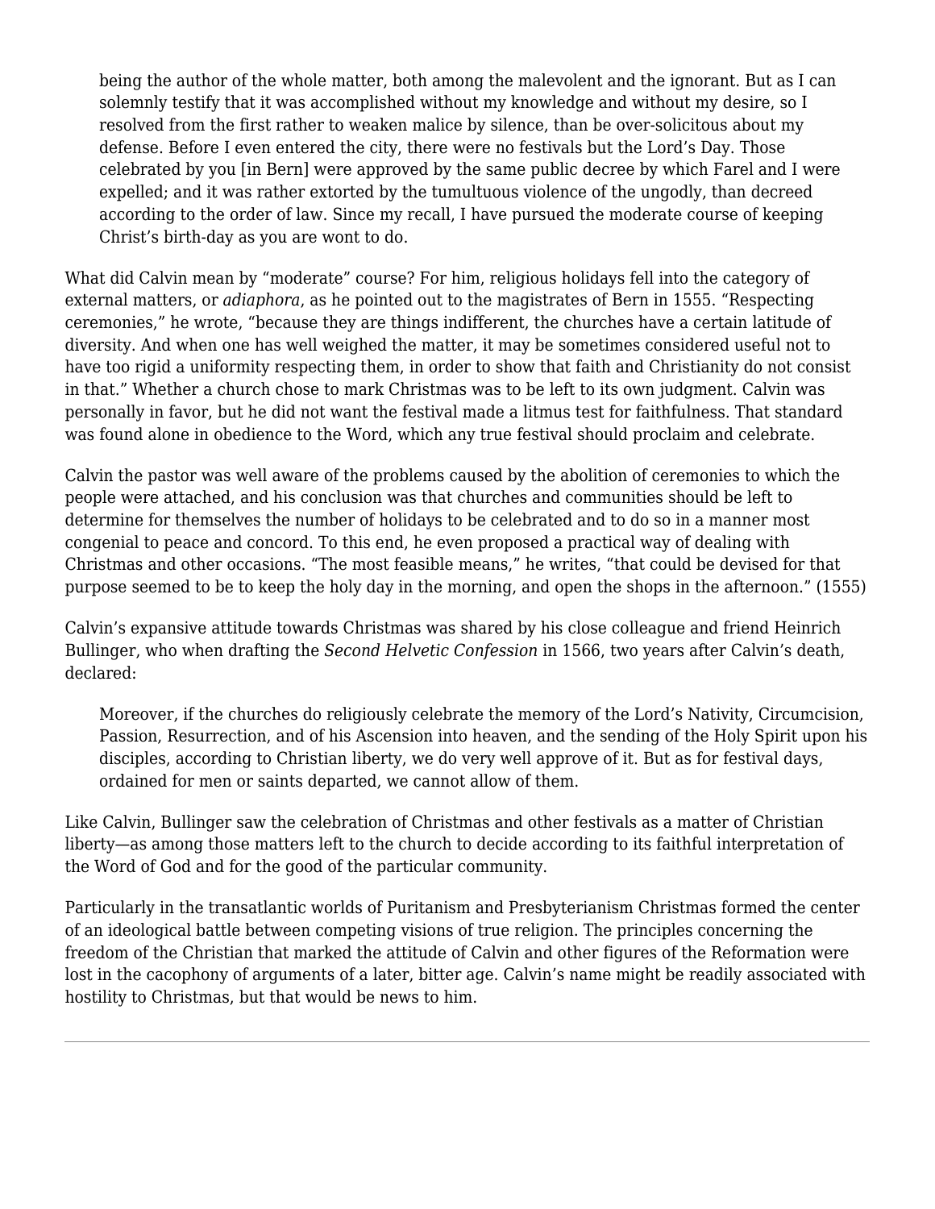> being the author of the whole matter, both among the malevolent and the ignorant. But as I can solemnly testify that it was accomplished without my knowledge and without my desire, so I resolved from the first rather to weaken malice by silence, than be over-solicitous about my defense. Before I even entered the city, there were no festivals but the Lord's Day. Those celebrated by you [in Bern] were approved by the same public decree by which Farel and I were expelled; and it was rather extorted by the tumultuous violence of the ungodly, than decreed according to the order of law. Since my recall, I have pursued the moderate course of keeping Christ's birth-day as you are wont to do.

What did Calvin mean by "moderate" course? For him, religious holidays fell into the category of external matters, or *adiaphora*, as he pointed out to the magistrates of Bern in 1555. "Respecting ceremonies," he wrote, "because they are things indifferent, the churches have a certain latitude of diversity. And when one has well weighed the matter, it may be sometimes considered useful not to have too rigid a uniformity respecting them, in order to show that faith and Christianity do not consist in that." Whether a church chose to mark Christmas was to be left to its own judgment. Calvin was personally in favor, but he did not want the festival made a litmus test for faithfulness. That standard was found alone in obedience to the Word, which any true festival should proclaim and celebrate.

Calvin the pastor was well aware of the problems caused by the abolition of ceremonies to which the people were attached, and his conclusion was that churches and communities should be left to determine for themselves the number of holidays to be celebrated and to do so in a manner most congenial to peace and concord. To this end, he even proposed a practical way of dealing with Christmas and other occasions. "The most feasible means," he writes, "that could be devised for that purpose seemed to be to keep the holy day in the morning, and open the shops in the afternoon." (1555)

Calvin's expansive attitude towards Christmas was shared by his close colleague and friend Heinrich Bullinger, who when drafting the *Second Helvetic Confession* in 1566, two years after Calvin's death, declared:

> Moreover, if the churches do religiously celebrate the memory of the Lord's Nativity, Circumcision, Passion, Resurrection, and of his Ascension into heaven, and the sending of the Holy Spirit upon his disciples, according to Christian liberty, we do very well approve of it. But as for festival days, ordained for men or saints departed, we cannot allow of them.

Like Calvin, Bullinger saw the celebration of Christmas and other festivals as a matter of Christian liberty—as among those matters left to the church to decide according to its faithful interpretation of the Word of God and for the good of the particular community.

Particularly in the transatlantic worlds of Puritanism and Presbyterianism Christmas formed the center of an ideological battle between competing visions of true religion. The principles concerning the freedom of the Christian that marked the attitude of Calvin and other figures of the Reformation were lost in the cacophony of arguments of a later, bitter age. Calvin's name might be readily associated with hostility to Christmas, but that would be news to him.

---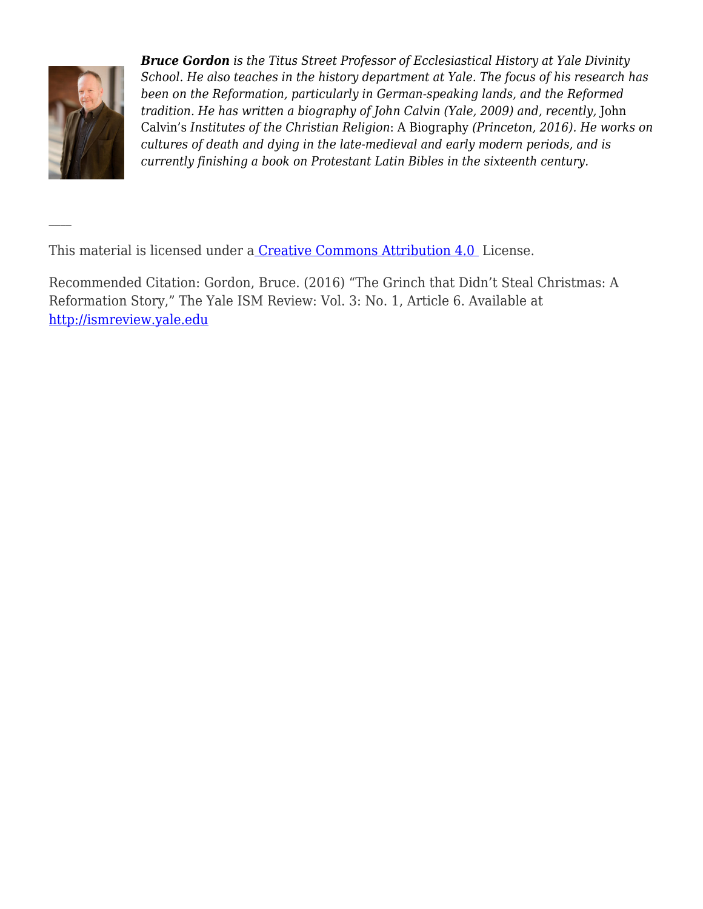***Bruce Gordon** is the Titus Street Professor of Ecclesiastical History at Yale Divinity School. He also teaches in the history department at Yale. The focus of his research has been on the Reformation, particularly in German-speaking lands, and the Reformed tradition. He has written a biography of John Calvin (Yale, 2009) and, recently,* John Calvin's *Institutes of the Christian Religion*: A Biography *(Princeton, 2016). He works on cultures of death and dying in the late-medieval and early modern periods, and is currently finishing a book on Protestant Latin Bibles in the sixteenth century.*

---

This material is licensed under a [Creative Commons Attribution 4.0](https://creativecommons.org/licenses/by/4.0/) License.

Recommended Citation: Gordon, Bruce. (2016) "The Grinch that Didn't Steal Christmas: A Reformation Story," The Yale ISM Review: Vol. 3: No. 1, Article 6. Available at [http://ismreview.yale.edu](http://ismreview.yale.edu)